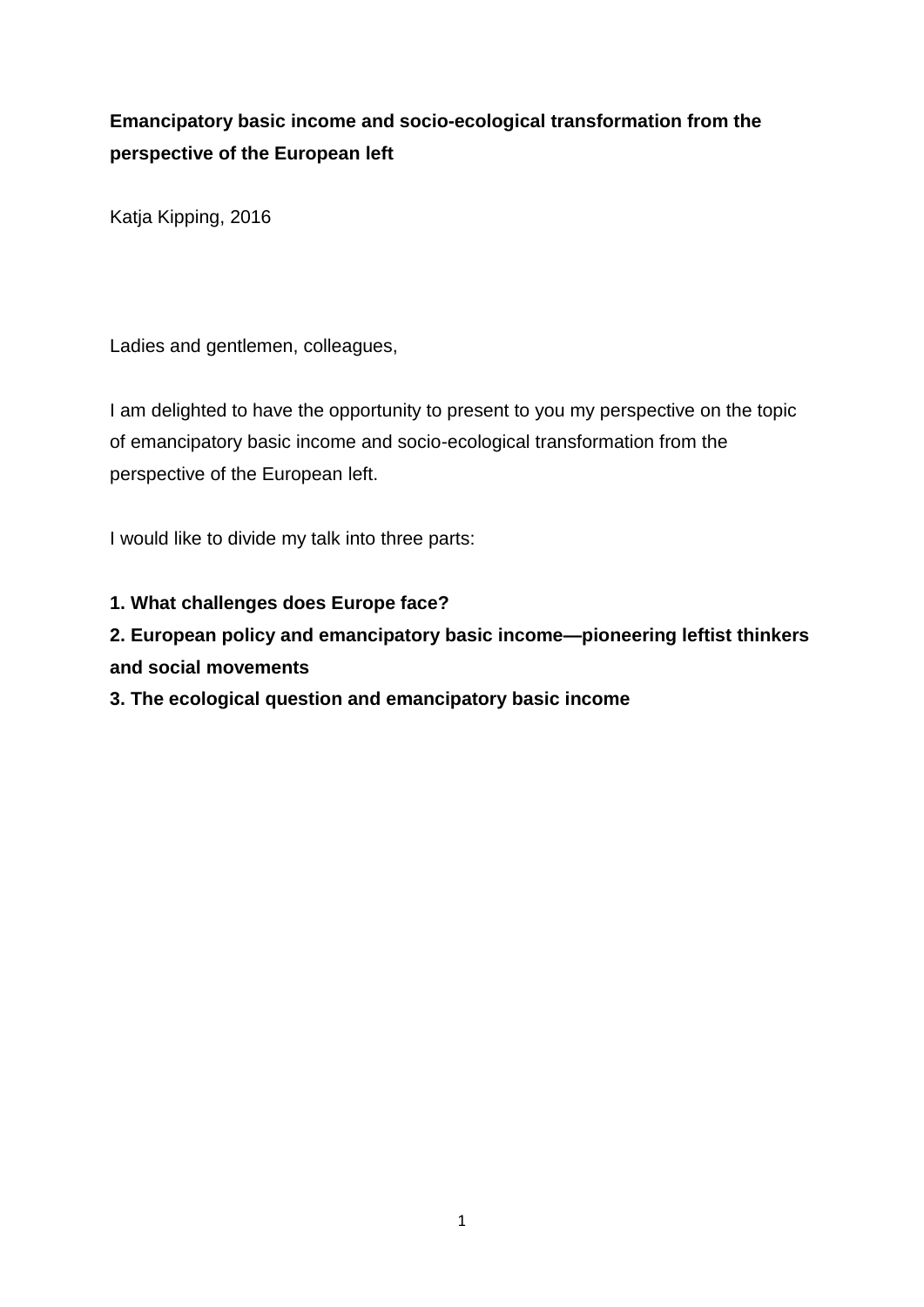**Emancipatory basic income and socio-ecological transformation from the perspective of the European left**

Katja Kipping, 2016

Ladies and gentlemen, colleagues,

I am delighted to have the opportunity to present to you my perspective on the topic of emancipatory basic income and socio-ecological transformation from the perspective of the European left.

I would like to divide my talk into three parts:

**1. What challenges does Europe face?**
**2. European policy and emancipatory basic income—pioneering leftist thinkers and social movements**
**3. The ecological question and emancipatory basic income**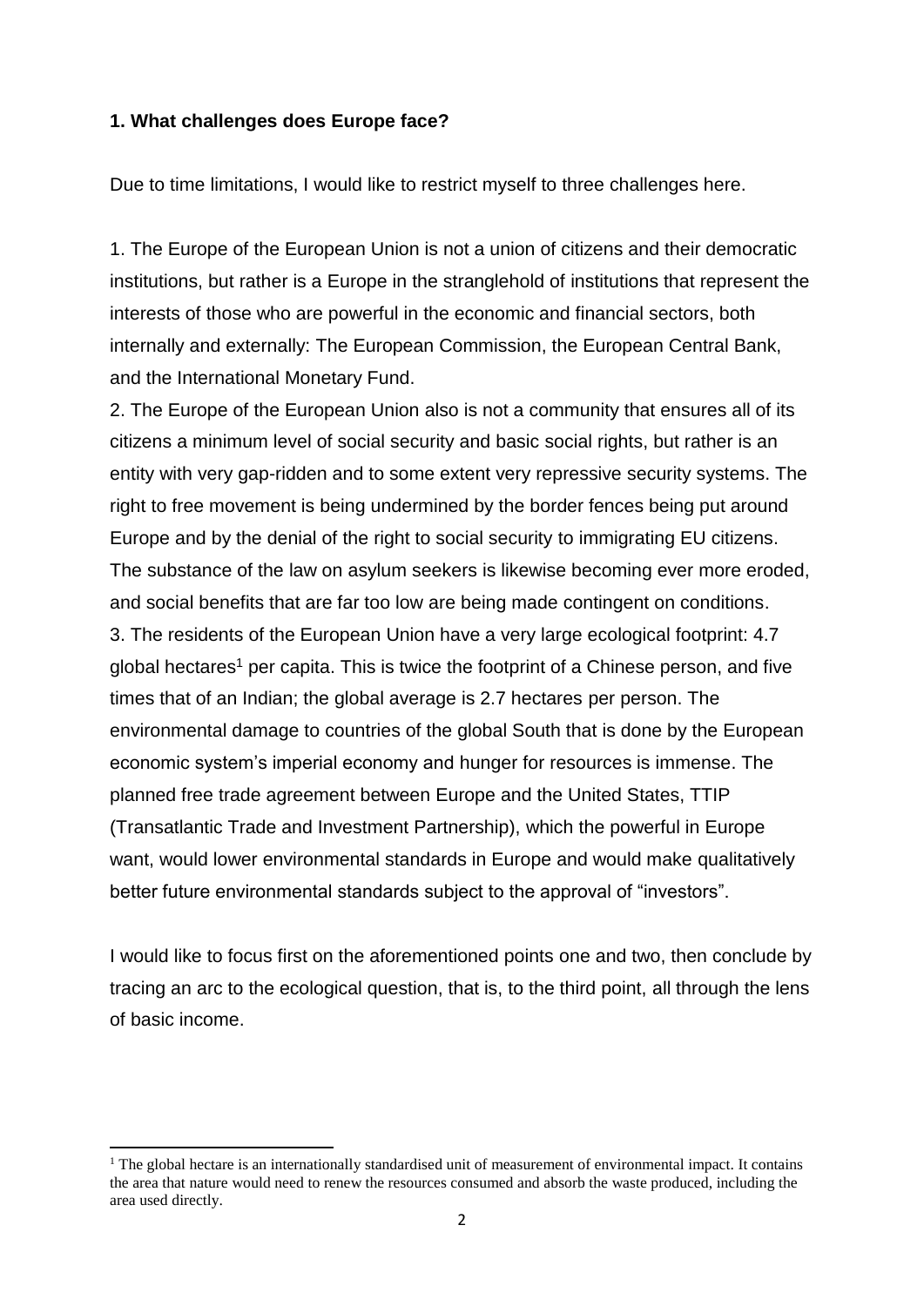### 1. What challenges does Europe face?

Due to time limitations, I would like to restrict myself to three challenges here.

1. The Europe of the European Union is not a union of citizens and their democratic institutions, but rather is a Europe in the stranglehold of institutions that represent the interests of those who are powerful in the economic and financial sectors, both internally and externally: The European Commission, the European Central Bank, and the International Monetary Fund.
2. The Europe of the European Union also is not a community that ensures all of its citizens a minimum level of social security and basic social rights, but rather is an entity with very gap-ridden and to some extent very repressive security systems. The right to free movement is being undermined by the border fences being put around Europe and by the denial of the right to social security to immigrating EU citizens. The substance of the law on asylum seekers is likewise becoming ever more eroded, and social benefits that are far too low are being made contingent on conditions.
3. The residents of the European Union have a very large ecological footprint: 4.7 global hectares[1] per capita. This is twice the footprint of a Chinese person, and five times that of an Indian; the global average is 2.7 hectares per person. The environmental damage to countries of the global South that is done by the European economic system's imperial economy and hunger for resources is immense. The planned free trade agreement between Europe and the United States, TTIP (Transatlantic Trade and Investment Partnership), which the powerful in Europe want, would lower environmental standards in Europe and would make qualitatively better future environmental standards subject to the approval of "investors".

I would like to focus first on the aforementioned points one and two, then conclude by tracing an arc to the ecological question, that is, to the third point, all through the lens of basic income.

[1] The global hectare is an internationally standardised unit of measurement of environmental impact. It contains the area that nature would need to renew the resources consumed and absorb the waste produced, including the area used directly.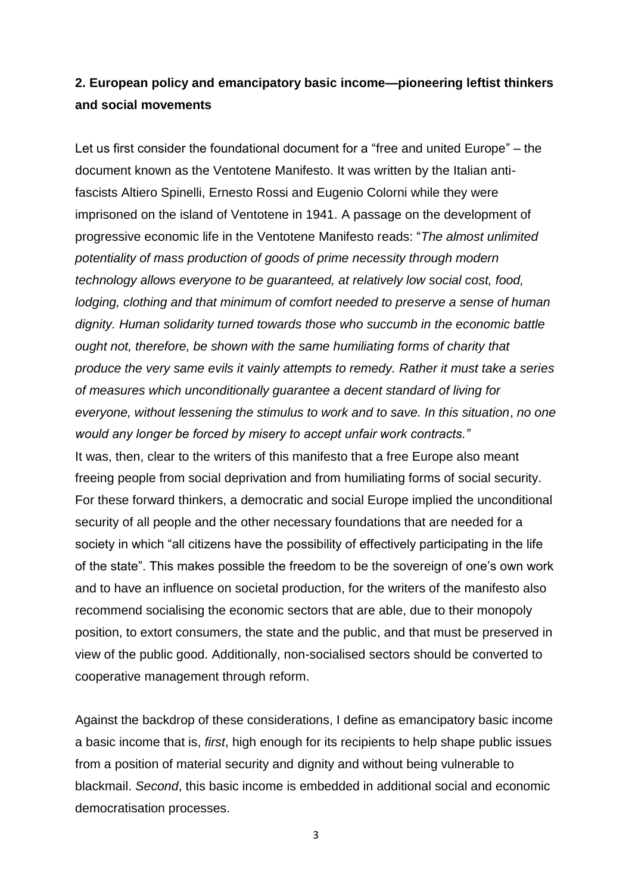## 2. European policy and emancipatory basic income—pioneering leftist thinkers and social movements

Let us first consider the foundational document for a "free and united Europe" – the document known as the Ventotene Manifesto. It was written by the Italian anti-fascists Altiero Spinelli, Ernesto Rossi and Eugenio Colorni while they were imprisoned on the island of Ventotene in 1941. A passage on the development of progressive economic life in the Ventotene Manifesto reads: "*The almost unlimited potentiality of mass production of goods of prime necessity through modern technology allows everyone to be guaranteed, at relatively low social cost, food, lodging, clothing and that minimum of comfort needed to preserve a sense of human dignity. Human solidarity turned towards those who succumb in the economic battle ought not, therefore, be shown with the same humiliating forms of charity that produce the very same evils it vainly attempts to remedy. Rather it must take a series of measures which unconditionally guarantee a decent standard of living for everyone, without lessening the stimulus to work and to save. In this situation*, *no one would any longer be forced by misery to accept unfair work contracts."*

It was, then, clear to the writers of this manifesto that a free Europe also meant freeing people from social deprivation and from humiliating forms of social security. For these forward thinkers, a democratic and social Europe implied the unconditional security of all people and the other necessary foundations that are needed for a society in which "all citizens have the possibility of effectively participating in the life of the state". This makes possible the freedom to be the sovereign of one's own work and to have an influence on societal production, for the writers of the manifesto also recommend socialising the economic sectors that are able, due to their monopoly position, to extort consumers, the state and the public, and that must be preserved in view of the public good. Additionally, non-socialised sectors should be converted to cooperative management through reform.

Against the backdrop of these considerations, I define as emancipatory basic income a basic income that is, *first*, high enough for its recipients to help shape public issues from a position of material security and dignity and without being vulnerable to blackmail. *Second*, this basic income is embedded in additional social and economic democratisation processes.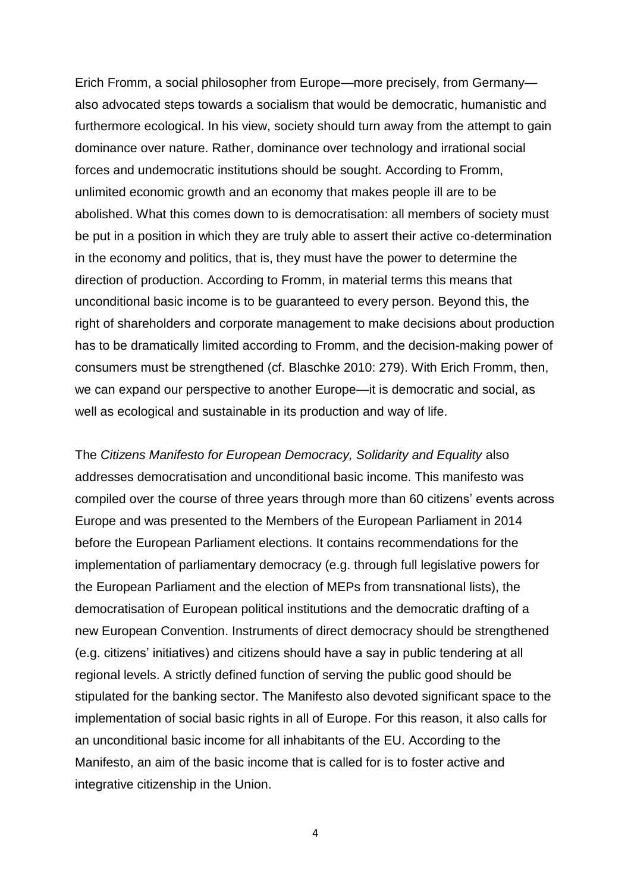Erich Fromm, a social philosopher from Europe—more precisely, from Germany—also advocated steps towards a socialism that would be democratic, humanistic and furthermore ecological. In his view, society should turn away from the attempt to gain dominance over nature. Rather, dominance over technology and irrational social forces and undemocratic institutions should be sought. According to Fromm, unlimited economic growth and an economy that makes people ill are to be abolished. What this comes down to is democratisation: all members of society must be put in a position in which they are truly able to assert their active co-determination in the economy and politics, that is, they must have the power to determine the direction of production. According to Fromm, in material terms this means that unconditional basic income is to be guaranteed to every person. Beyond this, the right of shareholders and corporate management to make decisions about production has to be dramatically limited according to Fromm, and the decision-making power of consumers must be strengthened (cf. Blaschke 2010: 279). With Erich Fromm, then, we can expand our perspective to another Europe—it is democratic and social, as well as ecological and sustainable in its production and way of life.

The *Citizens Manifesto for European Democracy, Solidarity and Equality* also addresses democratisation and unconditional basic income. This manifesto was compiled over the course of three years through more than 60 citizens' events across Europe and was presented to the Members of the European Parliament in 2014 before the European Parliament elections. It contains recommendations for the implementation of parliamentary democracy (e.g. through full legislative powers for the European Parliament and the election of MEPs from transnational lists), the democratisation of European political institutions and the democratic drafting of a new European Convention. Instruments of direct democracy should be strengthened (e.g. citizens' initiatives) and citizens should have a say in public tendering at all regional levels. A strictly defined function of serving the public good should be stipulated for the banking sector. The Manifesto also devoted significant space to the implementation of social basic rights in all of Europe. For this reason, it also calls for an unconditional basic income for all inhabitants of the EU. According to the Manifesto, an aim of the basic income that is called for is to foster active and integrative citizenship in the Union.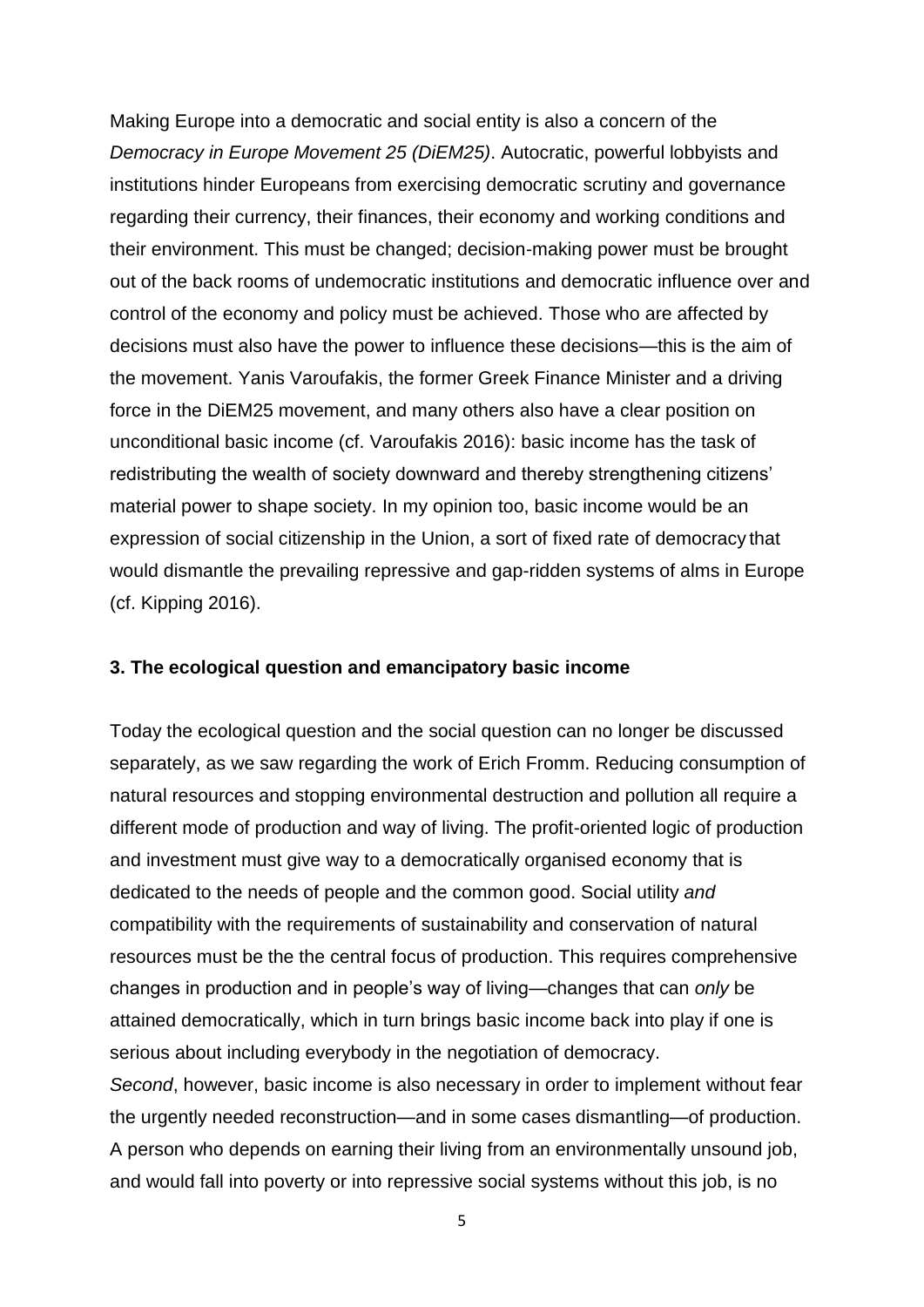Making Europe into a democratic and social entity is also a concern of the *Democracy in Europe Movement 25 (DiEM25)*. Autocratic, powerful lobbyists and institutions hinder Europeans from exercising democratic scrutiny and governance regarding their currency, their finances, their economy and working conditions and their environment. This must be changed; decision-making power must be brought out of the back rooms of undemocratic institutions and democratic influence over and control of the economy and policy must be achieved. Those who are affected by decisions must also have the power to influence these decisions—this is the aim of the movement. Yanis Varoufakis, the former Greek Finance Minister and a driving force in the DiEM25 movement, and many others also have a clear position on unconditional basic income (cf. Varoufakis 2016): basic income has the task of redistributing the wealth of society downward and thereby strengthening citizens' material power to shape society. In my opinion too, basic income would be an expression of social citizenship in the Union, a sort of fixed rate of democracy that would dismantle the prevailing repressive and gap-ridden systems of alms in Europe (cf. Kipping 2016).

## 3. The ecological question and emancipatory basic income

Today the ecological question and the social question can no longer be discussed separately, as we saw regarding the work of Erich Fromm. Reducing consumption of natural resources and stopping environmental destruction and pollution all require a different mode of production and way of living. The profit-oriented logic of production and investment must give way to a democratically organised economy that is dedicated to the needs of people and the common good. Social utility *and* compatibility with the requirements of sustainability and conservation of natural resources must be the the central focus of production. This requires comprehensive changes in production and in people's way of living—changes that can *only* be attained democratically, which in turn brings basic income back into play if one is serious about including everybody in the negotiation of democracy.

*Second*, however, basic income is also necessary in order to implement without fear the urgently needed reconstruction—and in some cases dismantling—of production. A person who depends on earning their living from an environmentally unsound job, and would fall into poverty or into repressive social systems without this job, is no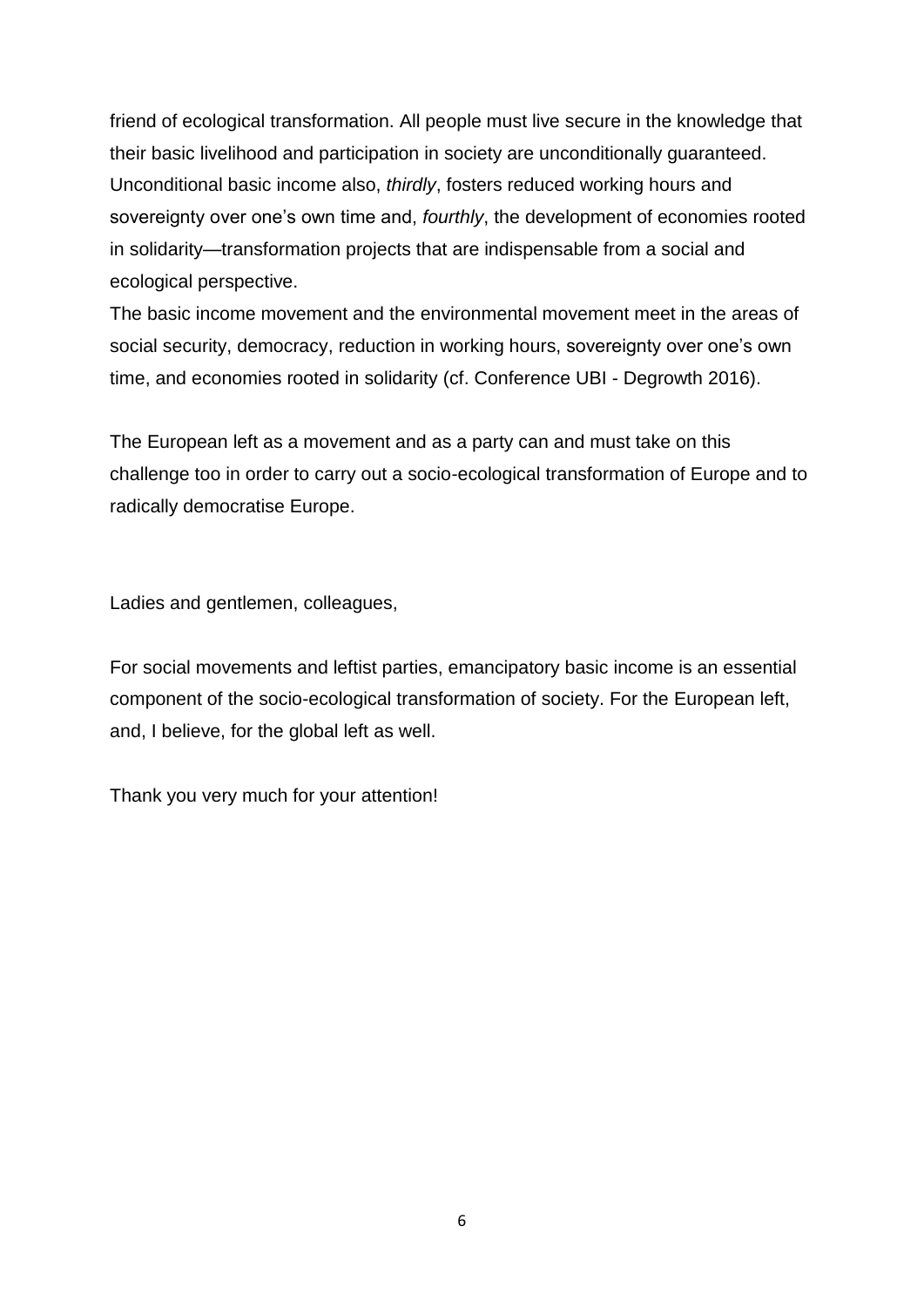friend of ecological transformation. All people must live secure in the knowledge that their basic livelihood and participation in society are unconditionally guaranteed. Unconditional basic income also, *thirdly*, fosters reduced working hours and sovereignty over one's own time and, *fourthly*, the development of economies rooted in solidarity—transformation projects that are indispensable from a social and ecological perspective.
The basic income movement and the environmental movement meet in the areas of social security, democracy, reduction in working hours, sovereignty over one's own time, and economies rooted in solidarity (cf. Conference UBI - Degrowth 2016).

The European left as a movement and as a party can and must take on this challenge too in order to carry out a socio-ecological transformation of Europe and to radically democratise Europe.

Ladies and gentlemen, colleagues,

For social movements and leftist parties, emancipatory basic income is an essential component of the socio-ecological transformation of society. For the European left, and, I believe, for the global left as well.

Thank you very much for your attention!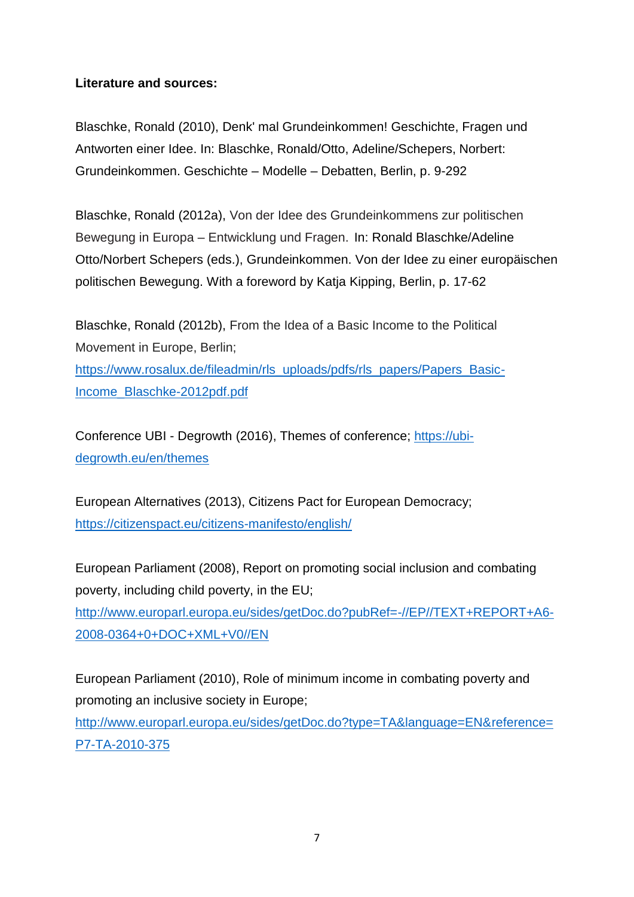**Literature and sources:**

Blaschke, Ronald (2010), Denk' mal Grundeinkommen! Geschichte, Fragen und Antworten einer Idee. In: Blaschke, Ronald/Otto, Adeline/Schepers, Norbert: Grundeinkommen. Geschichte – Modelle – Debatten, Berlin, p. 9-292

Blaschke, Ronald (2012a), Von der Idee des Grundeinkommens zur politischen Bewegung in Europa – Entwicklung und Fragen. In: Ronald Blaschke/Adeline Otto/Norbert Schepers (eds.), Grundeinkommen. Von der Idee zu einer europäischen politischen Bewegung. With a foreword by Katja Kipping, Berlin, p. 17-62

Blaschke, Ronald (2012b), From the Idea of a Basic Income to the Political Movement in Europe, Berlin; https://www.rosalux.de/fileadmin/rls_uploads/pdfs/rls_papers/Papers_Basic-Income_Blaschke-2012pdf.pdf

Conference UBI - Degrowth (2016), Themes of conference; https://ubi-degrowth.eu/en/themes

European Alternatives (2013), Citizens Pact for European Democracy; https://citizenspact.eu/citizens-manifesto/english/

European Parliament (2008), Report on promoting social inclusion and combating poverty, including child poverty, in the EU; http://www.europarl.europa.eu/sides/getDoc.do?pubRef=-//EP//TEXT+REPORT+A6-2008-0364+0+DOC+XML+V0//EN

European Parliament (2010), Role of minimum income in combating poverty and promoting an inclusive society in Europe; http://www.europarl.europa.eu/sides/getDoc.do?type=TA&language=EN&reference=P7-TA-2010-375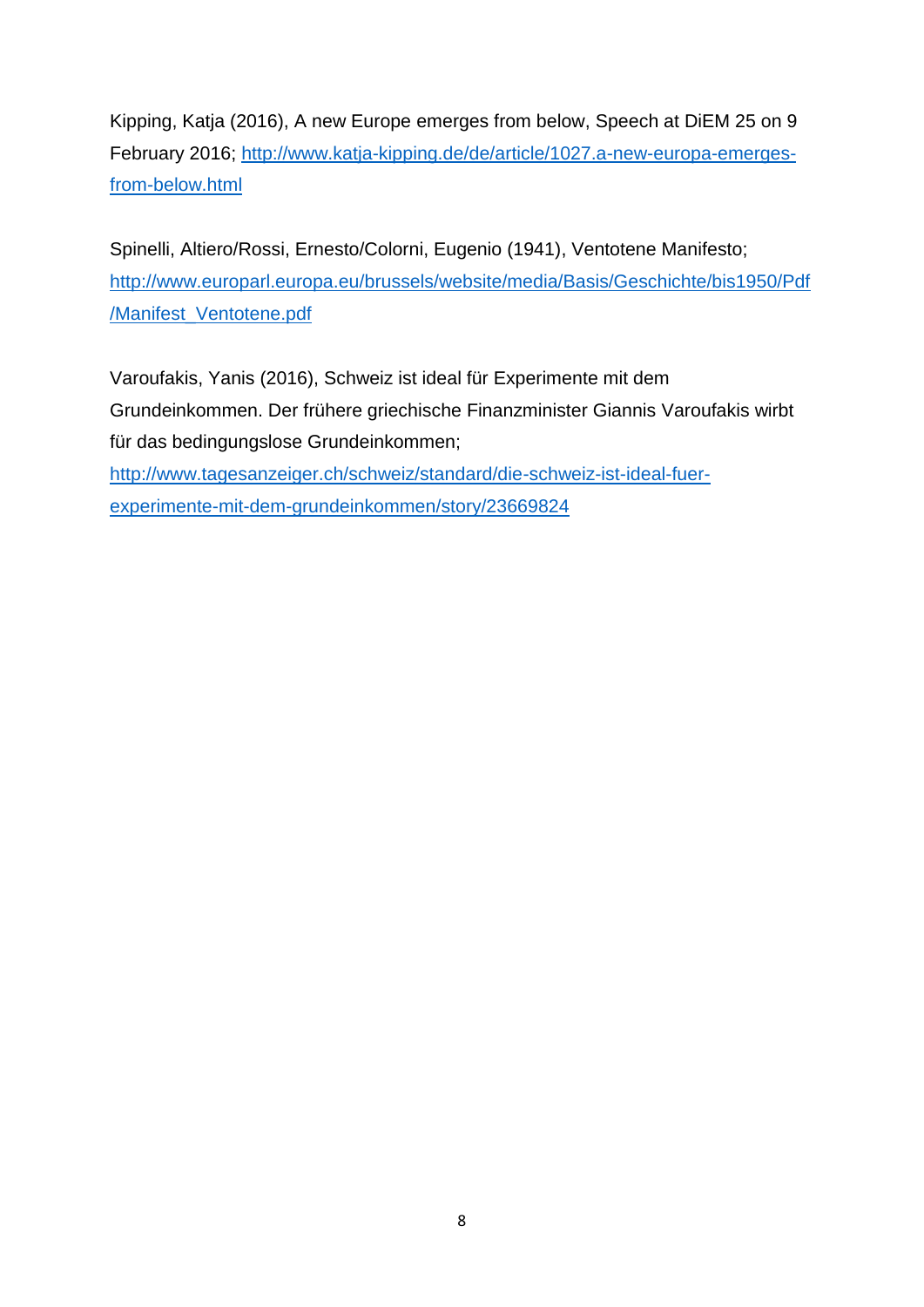Kipping, Katja (2016), A new Europe emerges from below, Speech at DiEM 25 on 9 February 2016; http://www.katja-kipping.de/de/article/1027.a-new-europa-emerges-from-below.html

Spinelli, Altiero/Rossi, Ernesto/Colorni, Eugenio (1941), Ventotene Manifesto; http://www.europarl.europa.eu/brussels/website/media/Basis/Geschichte/bis1950/Pdf/Manifest_Ventotene.pdf

Varoufakis, Yanis (2016), Schweiz ist ideal für Experimente mit dem Grundeinkommen. Der frühere griechische Finanzminister Giannis Varoufakis wirbt für das bedingungslose Grundeinkommen; http://www.tagesanzeiger.ch/schweiz/standard/die-schweiz-ist-ideal-fuer-experimente-mit-dem-grundeinkommen/story/23669824